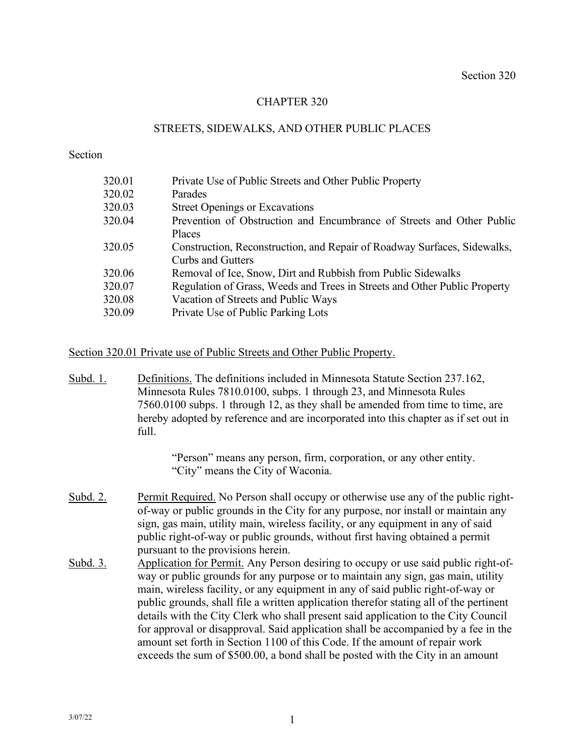# CHAPTER 320

## STREETS, SIDEWALKS, AND OTHER PUBLIC PLACES

Section

| | |
|---|---|
| 320.01 | Private Use of Public Streets and Other Public Property |
| 320.02 | Parades |
| 320.03 | Street Openings or Excavations |
| 320.04 | Prevention of Obstruction and Encumbrance of Streets and Other Public Places |
| 320.05 | Construction, Reconstruction, and Repair of Roadway Surfaces, Sidewalks, Curbs and Gutters |
| 320.06 | Removal of Ice, Snow, Dirt and Rubbish from Public Sidewalks |
| 320.07 | Regulation of Grass, Weeds and Trees in Streets and Other Public Property |
| 320.08 | Vacation of Streets and Public Ways |
| 320.09 | Private Use of Public Parking Lots |

### Section 320.01 Private use of Public Streets and Other Public Property.

Subd. 1. Definitions. The definitions included in Minnesota Statute Section 237.162, Minnesota Rules 7810.0100, subps. 1 through 23, and Minnesota Rules 7560.0100 subps. 1 through 12, as they shall be amended from time to time, are hereby adopted by reference and are incorporated into this chapter as if set out in full.

> "Person" means any person, firm, corporation, or any other entity.
> "City" means the City of Waconia.

Subd. 2. Permit Required. No Person shall occupy or otherwise use any of the public right-of-way or public grounds in the City for any purpose, nor install or maintain any sign, gas main, utility main, wireless facility, or any equipment in any of said public right-of-way or public grounds, without first having obtained a permit pursuant to the provisions herein.

Subd. 3. Application for Permit. Any Person desiring to occupy or use said public right-of-way or public grounds for any purpose or to maintain any sign, gas main, utility main, wireless facility, or any equipment in any of said public right-of-way or public grounds, shall file a written application therefor stating all of the pertinent details with the City Clerk who shall present said application to the City Council for approval or disapproval. Said application shall be accompanied by a fee in the amount set forth in Section 1100 of this Code. If the amount of repair work exceeds the sum of $500.00, a bond shall be posted with the City in an amount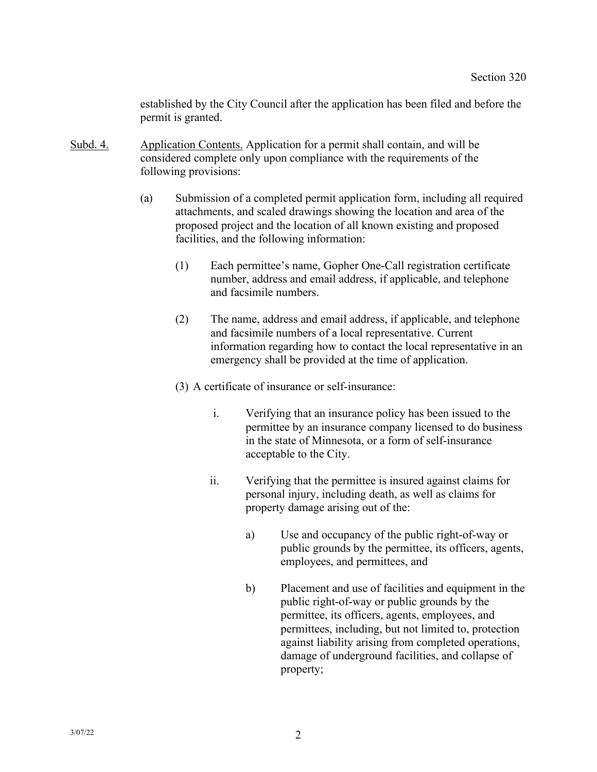established by the City Council after the application has been filed and before the permit is granted.

Subd. 4. Application Contents. Application for a permit shall contain, and will be considered complete only upon compliance with the requirements of the following provisions:

(a) Submission of a completed permit application form, including all required attachments, and scaled drawings showing the location and area of the proposed project and the location of all known existing and proposed facilities, and the following information:

(1) Each permittee's name, Gopher One-Call registration certificate number, address and email address, if applicable, and telephone and facsimile numbers.

(2) The name, address and email address, if applicable, and telephone and facsimile numbers of a local representative. Current information regarding how to contact the local representative in an emergency shall be provided at the time of application.

(3) A certificate of insurance or self-insurance:

i. Verifying that an insurance policy has been issued to the permittee by an insurance company licensed to do business in the state of Minnesota, or a form of self-insurance acceptable to the City.

ii. Verifying that the permittee is insured against claims for personal injury, including death, as well as claims for property damage arising out of the:

a) Use and occupancy of the public right-of-way or public grounds by the permittee, its officers, agents, employees, and permittees, and

b) Placement and use of facilities and equipment in the public right-of-way or public grounds by the permittee, its officers, agents, employees, and permittees, including, but not limited to, protection against liability arising from completed operations, damage of underground facilities, and collapse of property;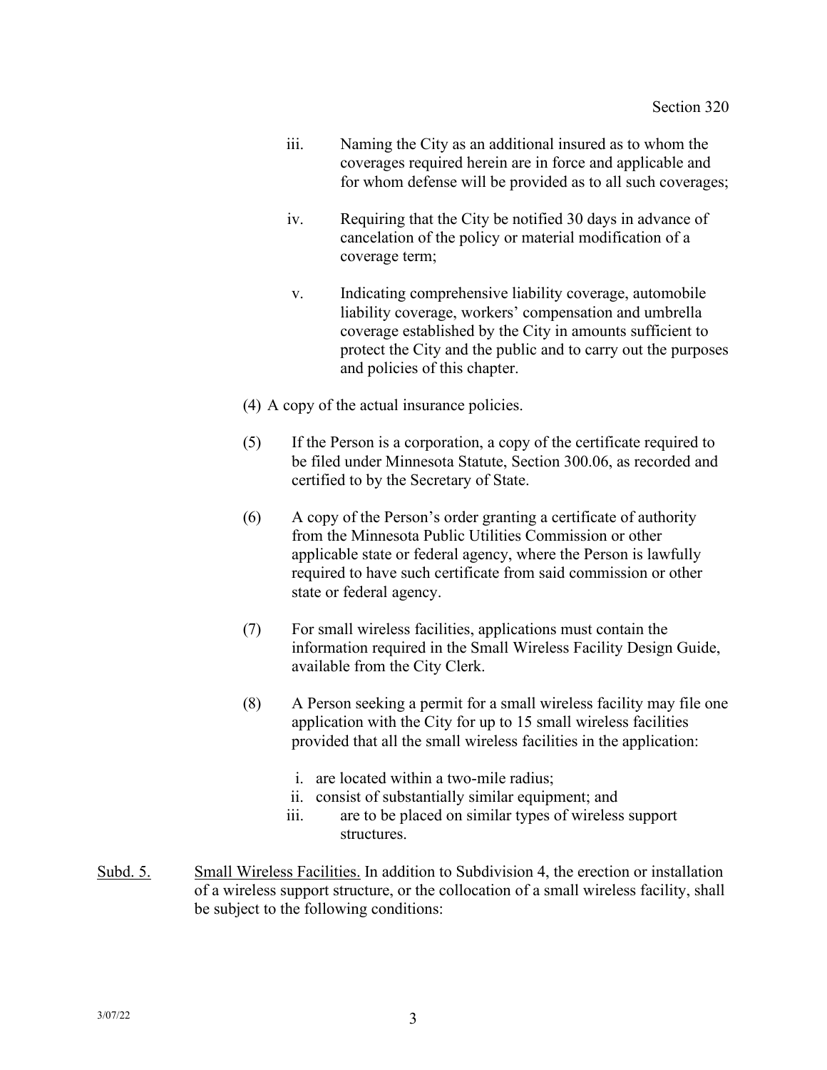iii. Naming the City as an additional insured as to whom the coverages required herein are in force and applicable and for whom defense will be provided as to all such coverages;

iv. Requiring that the City be notified 30 days in advance of cancelation of the policy or material modification of a coverage term;

v. Indicating comprehensive liability coverage, automobile liability coverage, workers' compensation and umbrella coverage established by the City in amounts sufficient to protect the City and the public and to carry out the purposes and policies of this chapter.

(4) A copy of the actual insurance policies.

(5) If the Person is a corporation, a copy of the certificate required to be filed under Minnesota Statute, Section 300.06, as recorded and certified to by the Secretary of State.

(6) A copy of the Person's order granting a certificate of authority from the Minnesota Public Utilities Commission or other applicable state or federal agency, where the Person is lawfully required to have such certificate from said commission or other state or federal agency.

(7) For small wireless facilities, applications must contain the information required in the Small Wireless Facility Design Guide, available from the City Clerk.

(8) A Person seeking a permit for a small wireless facility may file one application with the City for up to 15 small wireless facilities provided that all the small wireless facilities in the application:

i. are located within a two-mile radius;
ii. consist of substantially similar equipment; and
iii. are to be placed on similar types of wireless support structures.

<u>Subd. 5.</u> <u>Small Wireless Facilities.</u> In addition to Subdivision 4, the erection or installation of a wireless support structure, or the collocation of a small wireless facility, shall be subject to the following conditions: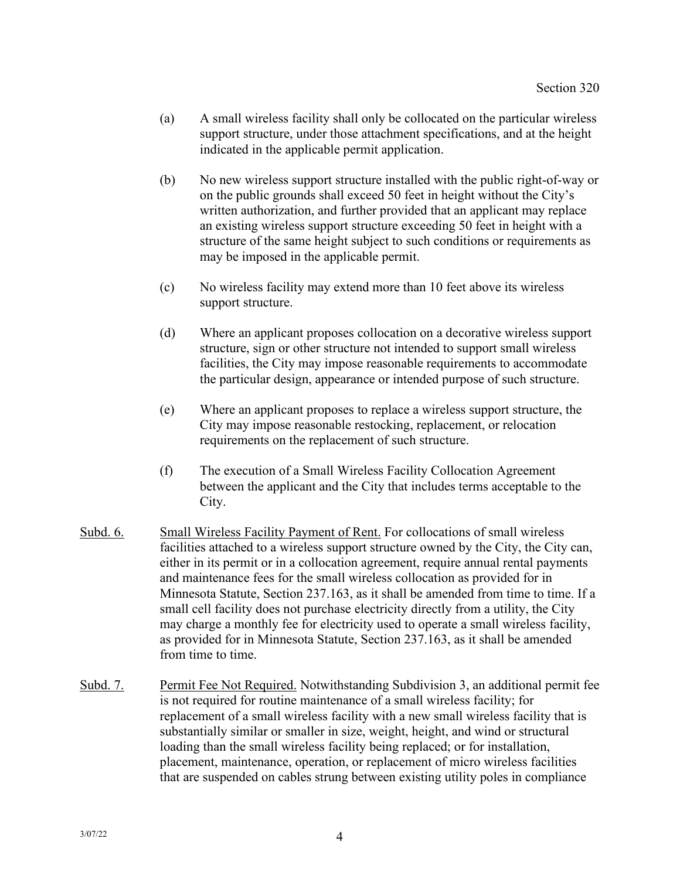(a) A small wireless facility shall only be collocated on the particular wireless support structure, under those attachment specifications, and at the height indicated in the applicable permit application.

(b) No new wireless support structure installed with the public right-of-way or on the public grounds shall exceed 50 feet in height without the City's written authorization, and further provided that an applicant may replace an existing wireless support structure exceeding 50 feet in height with a structure of the same height subject to such conditions or requirements as may be imposed in the applicable permit.

(c) No wireless facility may extend more than 10 feet above its wireless support structure.

(d) Where an applicant proposes collocation on a decorative wireless support structure, sign or other structure not intended to support small wireless facilities, the City may impose reasonable requirements to accommodate the particular design, appearance or intended purpose of such structure.

(e) Where an applicant proposes to replace a wireless support structure, the City may impose reasonable restocking, replacement, or relocation requirements on the replacement of such structure.

(f) The execution of a Small Wireless Facility Collocation Agreement between the applicant and the City that includes terms acceptable to the City.

<u>Subd. 6.</u> <u>Small Wireless Facility Payment of Rent.</u> For collocations of small wireless facilities attached to a wireless support structure owned by the City, the City can, either in its permit or in a collocation agreement, require annual rental payments and maintenance fees for the small wireless collocation as provided for in Minnesota Statute, Section 237.163, as it shall be amended from time to time. If a small cell facility does not purchase electricity directly from a utility, the City may charge a monthly fee for electricity used to operate a small wireless facility, as provided for in Minnesota Statute, Section 237.163, as it shall be amended from time to time.

<u>Subd. 7.</u> <u>Permit Fee Not Required.</u> Notwithstanding Subdivision 3, an additional permit fee is not required for routine maintenance of a small wireless facility; for replacement of a small wireless facility with a new small wireless facility that is substantially similar or smaller in size, weight, height, and wind or structural loading than the small wireless facility being replaced; or for installation, placement, maintenance, operation, or replacement of micro wireless facilities that are suspended on cables strung between existing utility poles in compliance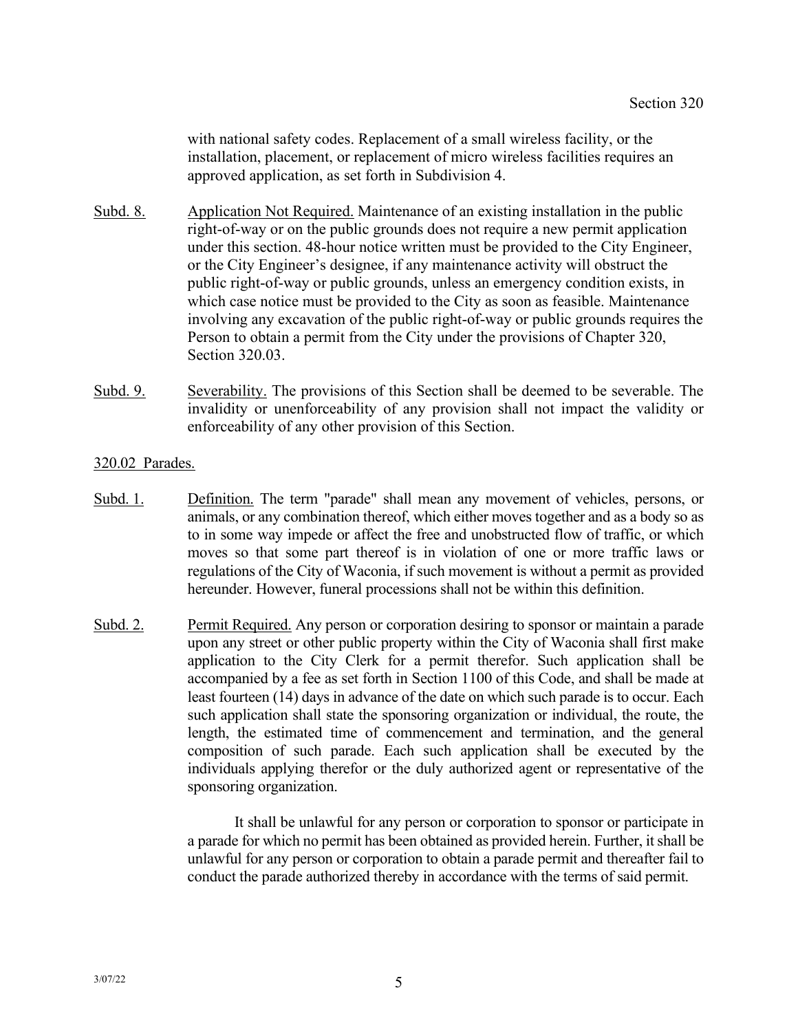with national safety codes. Replacement of a small wireless facility, or the installation, placement, or replacement of micro wireless facilities requires an approved application, as set forth in Subdivision 4.

Subd. 8. Application Not Required. Maintenance of an existing installation in the public right-of-way or on the public grounds does not require a new permit application under this section. 48-hour notice written must be provided to the City Engineer, or the City Engineer's designee, if any maintenance activity will obstruct the public right-of-way or public grounds, unless an emergency condition exists, in which case notice must be provided to the City as soon as feasible. Maintenance involving any excavation of the public right-of-way or public grounds requires the Person to obtain a permit from the City under the provisions of Chapter 320, Section 320.03.

Subd. 9. Severability. The provisions of this Section shall be deemed to be severable. The invalidity or unenforceability of any provision shall not impact the validity or enforceability of any other provision of this Section.

## 320.02 Parades.

Subd. 1. Definition. The term "parade" shall mean any movement of vehicles, persons, or animals, or any combination thereof, which either moves together and as a body so as to in some way impede or affect the free and unobstructed flow of traffic, or which moves so that some part thereof is in violation of one or more traffic laws or regulations of the City of Waconia, if such movement is without a permit as provided hereunder. However, funeral processions shall not be within this definition.

Subd. 2. Permit Required. Any person or corporation desiring to sponsor or maintain a parade upon any street or other public property within the City of Waconia shall first make application to the City Clerk for a permit therefor. Such application shall be accompanied by a fee as set forth in Section 1100 of this Code, and shall be made at least fourteen (14) days in advance of the date on which such parade is to occur. Each such application shall state the sponsoring organization or individual, the route, the length, the estimated time of commencement and termination, and the general composition of such parade. Each such application shall be executed by the individuals applying therefor or the duly authorized agent or representative of the sponsoring organization.

It shall be unlawful for any person or corporation to sponsor or participate in a parade for which no permit has been obtained as provided herein. Further, it shall be unlawful for any person or corporation to obtain a parade permit and thereafter fail to conduct the parade authorized thereby in accordance with the terms of said permit.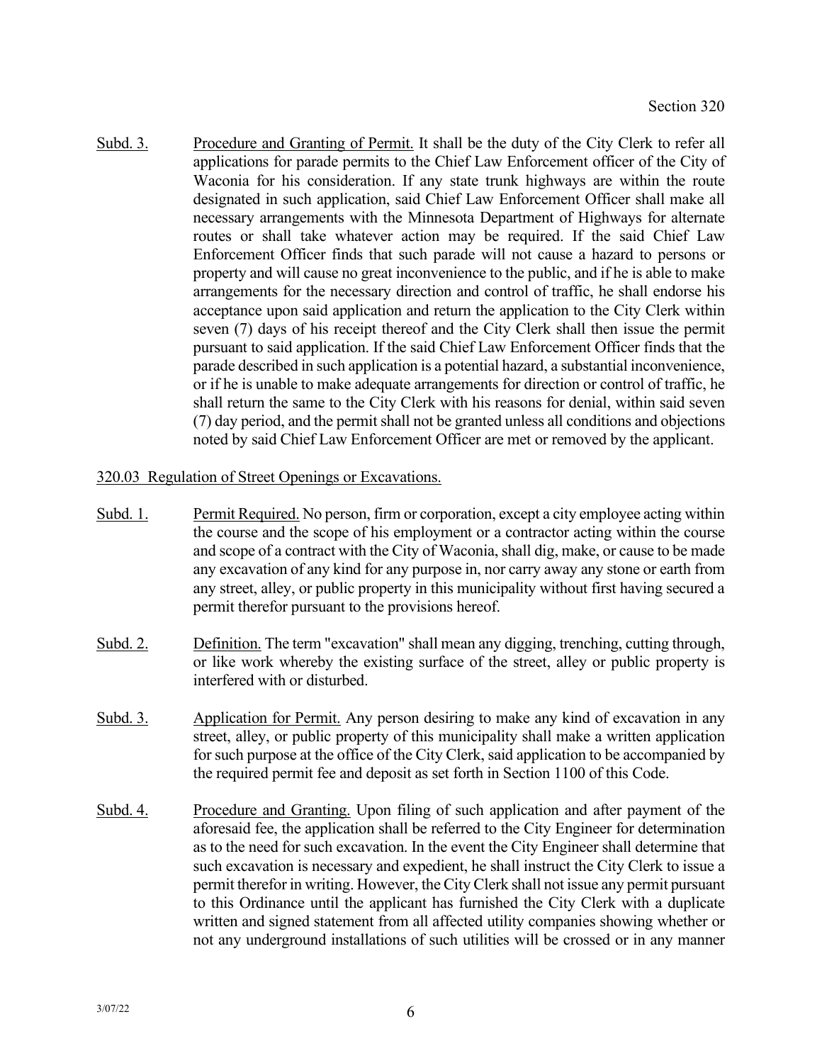Subd. 3. Procedure and Granting of Permit. It shall be the duty of the City Clerk to refer all applications for parade permits to the Chief Law Enforcement officer of the City of Waconia for his consideration. If any state trunk highways are within the route designated in such application, said Chief Law Enforcement Officer shall make all necessary arrangements with the Minnesota Department of Highways for alternate routes or shall take whatever action may be required. If the said Chief Law Enforcement Officer finds that such parade will not cause a hazard to persons or property and will cause no great inconvenience to the public, and if he is able to make arrangements for the necessary direction and control of traffic, he shall endorse his acceptance upon said application and return the application to the City Clerk within seven (7) days of his receipt thereof and the City Clerk shall then issue the permit pursuant to said application. If the said Chief Law Enforcement Officer finds that the parade described in such application is a potential hazard, a substantial inconvenience, or if he is unable to make adequate arrangements for direction or control of traffic, he shall return the same to the City Clerk with his reasons for denial, within said seven (7) day period, and the permit shall not be granted unless all conditions and objections noted by said Chief Law Enforcement Officer are met or removed by the applicant.

## 320.03 Regulation of Street Openings or Excavations.

Subd. 1. Permit Required. No person, firm or corporation, except a city employee acting within the course and the scope of his employment or a contractor acting within the course and scope of a contract with the City of Waconia, shall dig, make, or cause to be made any excavation of any kind for any purpose in, nor carry away any stone or earth from any street, alley, or public property in this municipality without first having secured a permit therefor pursuant to the provisions hereof.

Subd. 2. Definition. The term "excavation" shall mean any digging, trenching, cutting through, or like work whereby the existing surface of the street, alley or public property is interfered with or disturbed.

Subd. 3. Application for Permit. Any person desiring to make any kind of excavation in any street, alley, or public property of this municipality shall make a written application for such purpose at the office of the City Clerk, said application to be accompanied by the required permit fee and deposit as set forth in Section 1100 of this Code.

Subd. 4. Procedure and Granting. Upon filing of such application and after payment of the aforesaid fee, the application shall be referred to the City Engineer for determination as to the need for such excavation. In the event the City Engineer shall determine that such excavation is necessary and expedient, he shall instruct the City Clerk to issue a permit therefor in writing. However, the City Clerk shall not issue any permit pursuant to this Ordinance until the applicant has furnished the City Clerk with a duplicate written and signed statement from all affected utility companies showing whether or not any underground installations of such utilities will be crossed or in any manner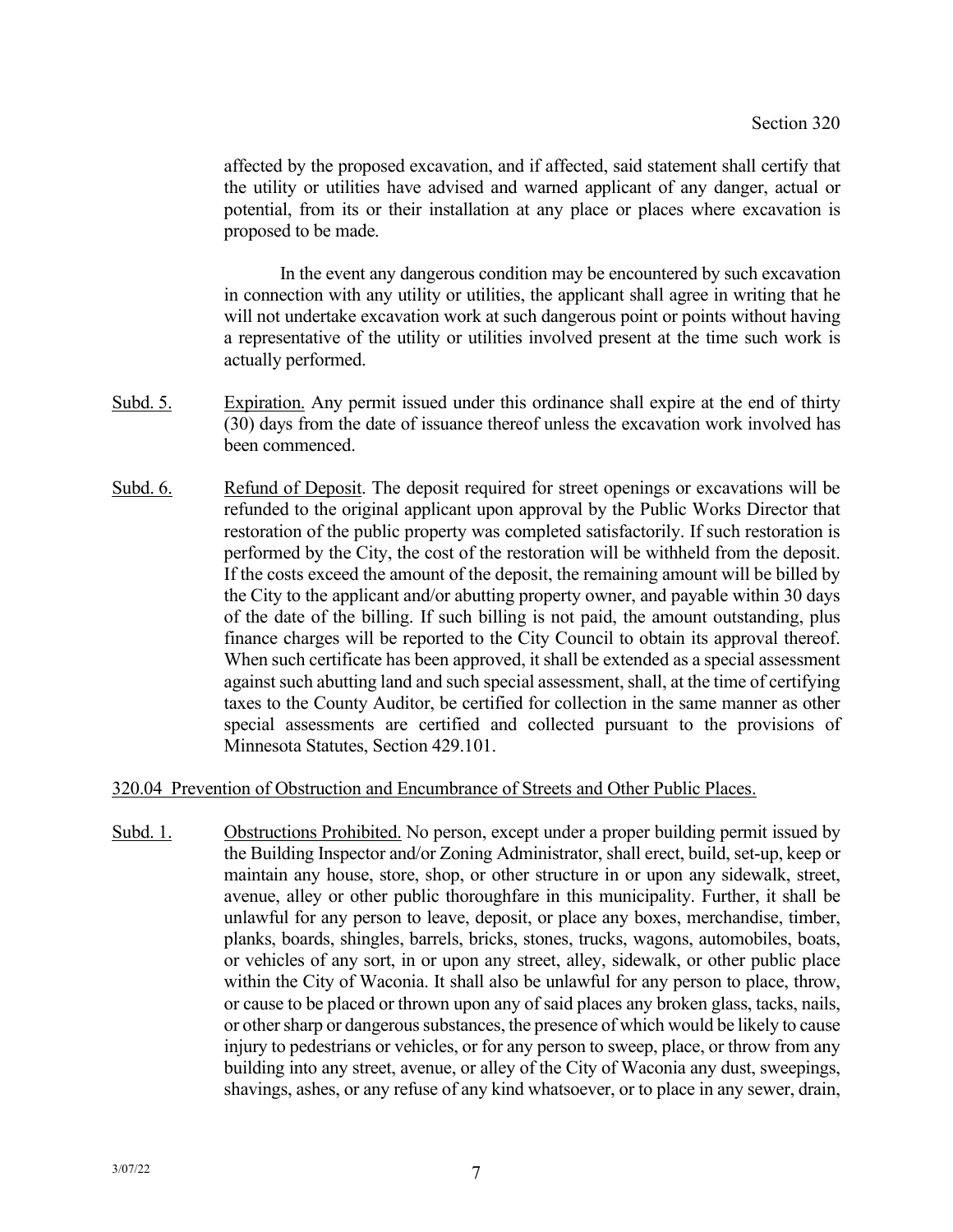affected by the proposed excavation, and if affected, said statement shall certify that the utility or utilities have advised and warned applicant of any danger, actual or potential, from its or their installation at any place or places where excavation is proposed to be made.

In the event any dangerous condition may be encountered by such excavation in connection with any utility or utilities, the applicant shall agree in writing that he will not undertake excavation work at such dangerous point or points without having a representative of the utility or utilities involved present at the time such work is actually performed.

Subd. 5. Expiration. Any permit issued under this ordinance shall expire at the end of thirty (30) days from the date of issuance thereof unless the excavation work involved has been commenced.

Subd. 6. Refund of Deposit. The deposit required for street openings or excavations will be refunded to the original applicant upon approval by the Public Works Director that restoration of the public property was completed satisfactorily. If such restoration is performed by the City, the cost of the restoration will be withheld from the deposit. If the costs exceed the amount of the deposit, the remaining amount will be billed by the City to the applicant and/or abutting property owner, and payable within 30 days of the date of the billing. If such billing is not paid, the amount outstanding, plus finance charges will be reported to the City Council to obtain its approval thereof. When such certificate has been approved, it shall be extended as a special assessment against such abutting land and such special assessment, shall, at the time of certifying taxes to the County Auditor, be certified for collection in the same manner as other special assessments are certified and collected pursuant to the provisions of Minnesota Statutes, Section 429.101.

## 320.04 Prevention of Obstruction and Encumbrance of Streets and Other Public Places.

Subd. 1. Obstructions Prohibited. No person, except under a proper building permit issued by the Building Inspector and/or Zoning Administrator, shall erect, build, set-up, keep or maintain any house, store, shop, or other structure in or upon any sidewalk, street, avenue, alley or other public thoroughfare in this municipality. Further, it shall be unlawful for any person to leave, deposit, or place any boxes, merchandise, timber, planks, boards, shingles, barrels, bricks, stones, trucks, wagons, automobiles, boats, or vehicles of any sort, in or upon any street, alley, sidewalk, or other public place within the City of Waconia. It shall also be unlawful for any person to place, throw, or cause to be placed or thrown upon any of said places any broken glass, tacks, nails, or other sharp or dangerous substances, the presence of which would be likely to cause injury to pedestrians or vehicles, or for any person to sweep, place, or throw from any building into any street, avenue, or alley of the City of Waconia any dust, sweepings, shavings, ashes, or any refuse of any kind whatsoever, or to place in any sewer, drain,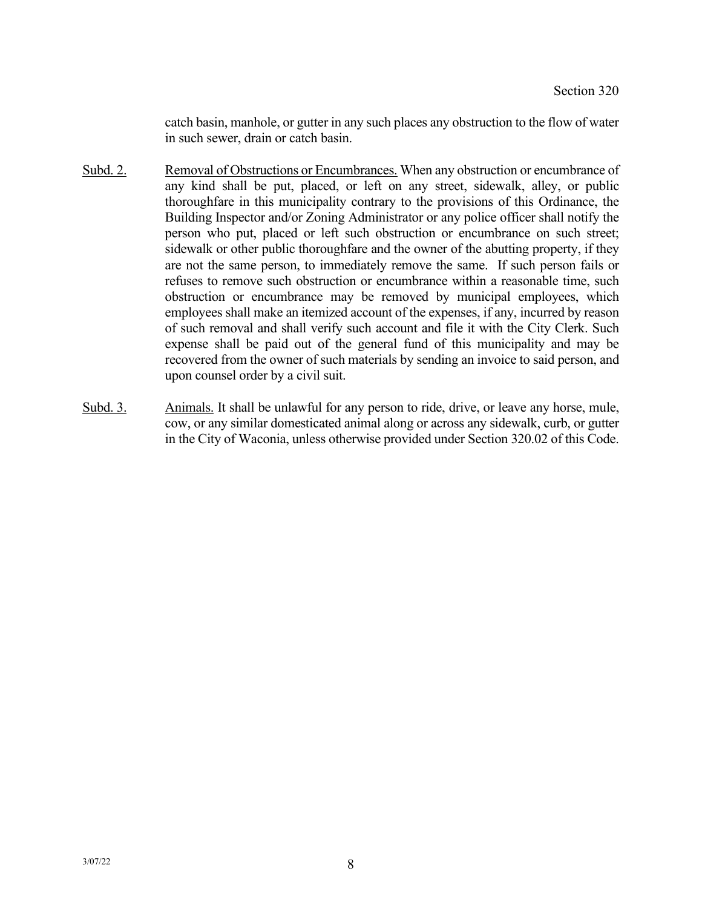catch basin, manhole, or gutter in any such places any obstruction to the flow of water in such sewer, drain or catch basin.

<u>Subd. 2.</u> <u>Removal of Obstructions or Encumbrances.</u> When any obstruction or encumbrance of any kind shall be put, placed, or left on any street, sidewalk, alley, or public thoroughfare in this municipality contrary to the provisions of this Ordinance, the Building Inspector and/or Zoning Administrator or any police officer shall notify the person who put, placed or left such obstruction or encumbrance on such street; sidewalk or other public thoroughfare and the owner of the abutting property, if they are not the same person, to immediately remove the same. If such person fails or refuses to remove such obstruction or encumbrance within a reasonable time, such obstruction or encumbrance may be removed by municipal employees, which employees shall make an itemized account of the expenses, if any, incurred by reason of such removal and shall verify such account and file it with the City Clerk. Such expense shall be paid out of the general fund of this municipality and may be recovered from the owner of such materials by sending an invoice to said person, and upon counsel order by a civil suit.

<u>Subd. 3.</u> <u>Animals.</u> It shall be unlawful for any person to ride, drive, or leave any horse, mule, cow, or any similar domesticated animal along or across any sidewalk, curb, or gutter in the City of Waconia, unless otherwise provided under Section 320.02 of this Code.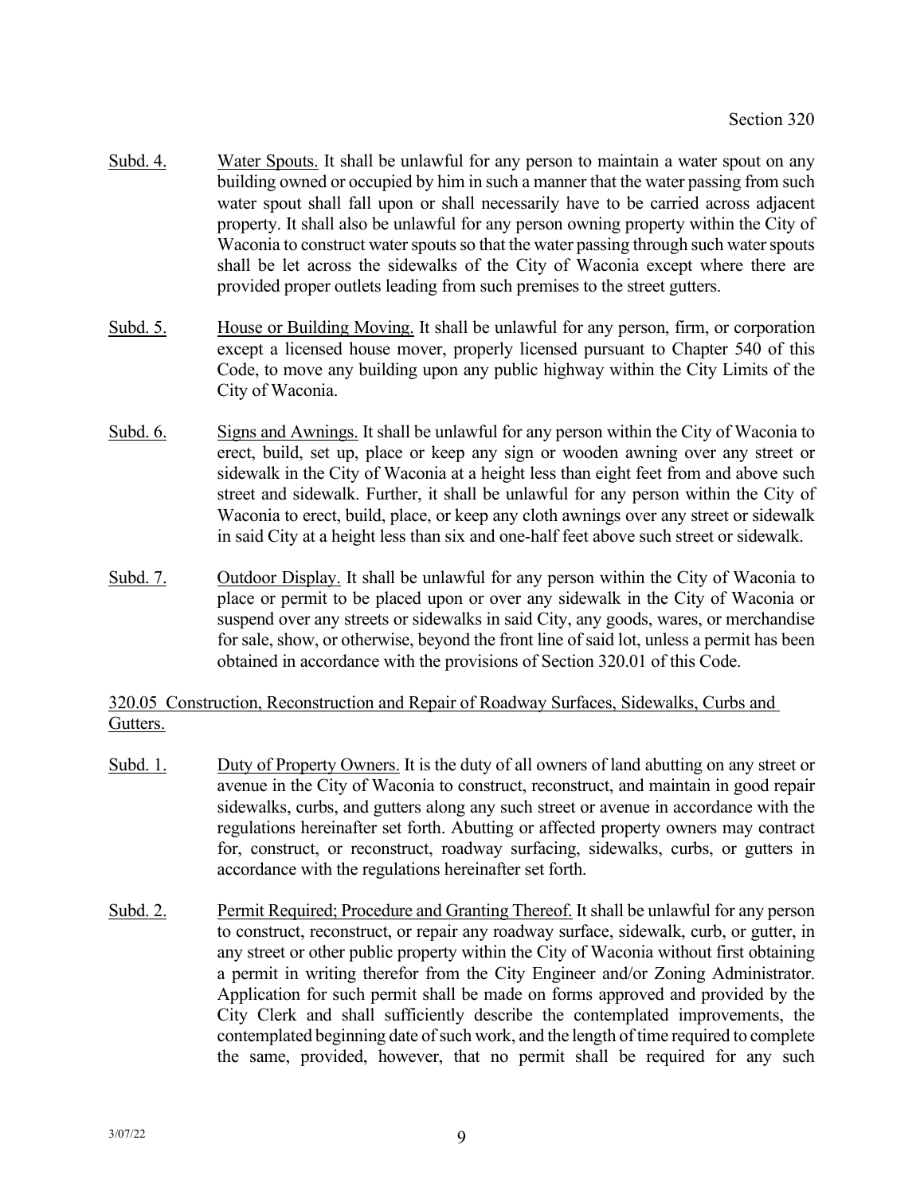Subd. 4. Water Spouts. It shall be unlawful for any person to maintain a water spout on any building owned or occupied by him in such a manner that the water passing from such water spout shall fall upon or shall necessarily have to be carried across adjacent property. It shall also be unlawful for any person owning property within the City of Waconia to construct water spouts so that the water passing through such water spouts shall be let across the sidewalks of the City of Waconia except where there are provided proper outlets leading from such premises to the street gutters.

Subd. 5. House or Building Moving. It shall be unlawful for any person, firm, or corporation except a licensed house mover, properly licensed pursuant to Chapter 540 of this Code, to move any building upon any public highway within the City Limits of the City of Waconia.

Subd. 6. Signs and Awnings. It shall be unlawful for any person within the City of Waconia to erect, build, set up, place or keep any sign or wooden awning over any street or sidewalk in the City of Waconia at a height less than eight feet from and above such street and sidewalk. Further, it shall be unlawful for any person within the City of Waconia to erect, build, place, or keep any cloth awnings over any street or sidewalk in said City at a height less than six and one-half feet above such street or sidewalk.

Subd. 7. Outdoor Display. It shall be unlawful for any person within the City of Waconia to place or permit to be placed upon or over any sidewalk in the City of Waconia or suspend over any streets or sidewalks in said City, any goods, wares, or merchandise for sale, show, or otherwise, beyond the front line of said lot, unless a permit has been obtained in accordance with the provisions of Section 320.01 of this Code.

## 320.05 Construction, Reconstruction and Repair of Roadway Surfaces, Sidewalks, Curbs and Gutters.

Subd. 1. Duty of Property Owners. It is the duty of all owners of land abutting on any street or avenue in the City of Waconia to construct, reconstruct, and maintain in good repair sidewalks, curbs, and gutters along any such street or avenue in accordance with the regulations hereinafter set forth. Abutting or affected property owners may contract for, construct, or reconstruct, roadway surfacing, sidewalks, curbs, or gutters in accordance with the regulations hereinafter set forth.

Subd. 2. Permit Required; Procedure and Granting Thereof. It shall be unlawful for any person to construct, reconstruct, or repair any roadway surface, sidewalk, curb, or gutter, in any street or other public property within the City of Waconia without first obtaining a permit in writing therefor from the City Engineer and/or Zoning Administrator. Application for such permit shall be made on forms approved and provided by the City Clerk and shall sufficiently describe the contemplated improvements, the contemplated beginning date of such work, and the length of time required to complete the same, provided, however, that no permit shall be required for any such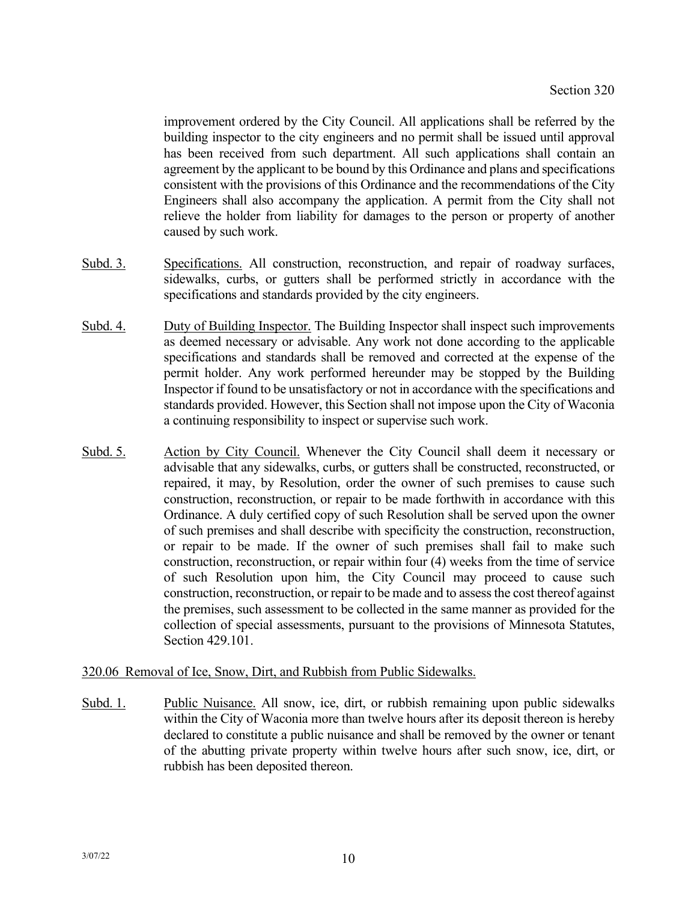improvement ordered by the City Council. All applications shall be referred by the building inspector to the city engineers and no permit shall be issued until approval has been received from such department. All such applications shall contain an agreement by the applicant to be bound by this Ordinance and plans and specifications consistent with the provisions of this Ordinance and the recommendations of the City Engineers shall also accompany the application. A permit from the City shall not relieve the holder from liability for damages to the person or property of another caused by such work.

Subd. 3. Specifications. All construction, reconstruction, and repair of roadway surfaces, sidewalks, curbs, or gutters shall be performed strictly in accordance with the specifications and standards provided by the city engineers.

Subd. 4. Duty of Building Inspector. The Building Inspector shall inspect such improvements as deemed necessary or advisable. Any work not done according to the applicable specifications and standards shall be removed and corrected at the expense of the permit holder. Any work performed hereunder may be stopped by the Building Inspector if found to be unsatisfactory or not in accordance with the specifications and standards provided. However, this Section shall not impose upon the City of Waconia a continuing responsibility to inspect or supervise such work.

Subd. 5. Action by City Council. Whenever the City Council shall deem it necessary or advisable that any sidewalks, curbs, or gutters shall be constructed, reconstructed, or repaired, it may, by Resolution, order the owner of such premises to cause such construction, reconstruction, or repair to be made forthwith in accordance with this Ordinance. A duly certified copy of such Resolution shall be served upon the owner of such premises and shall describe with specificity the construction, reconstruction, or repair to be made. If the owner of such premises shall fail to make such construction, reconstruction, or repair within four (4) weeks from the time of service of such Resolution upon him, the City Council may proceed to cause such construction, reconstruction, or repair to be made and to assess the cost thereof against the premises, such assessment to be collected in the same manner as provided for the collection of special assessments, pursuant to the provisions of Minnesota Statutes, Section 429.101.

320.06 Removal of Ice, Snow, Dirt, and Rubbish from Public Sidewalks.

Subd. 1. Public Nuisance. All snow, ice, dirt, or rubbish remaining upon public sidewalks within the City of Waconia more than twelve hours after its deposit thereon is hereby declared to constitute a public nuisance and shall be removed by the owner or tenant of the abutting private property within twelve hours after such snow, ice, dirt, or rubbish has been deposited thereon.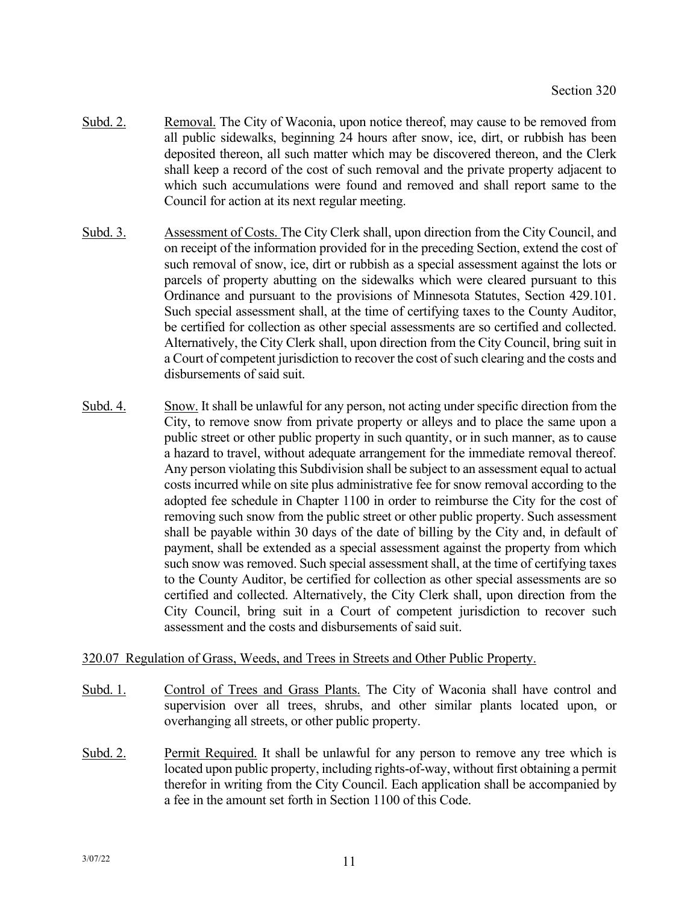Subd. 2. Removal. The City of Waconia, upon notice thereof, may cause to be removed from all public sidewalks, beginning 24 hours after snow, ice, dirt, or rubbish has been deposited thereon, all such matter which may be discovered thereon, and the Clerk shall keep a record of the cost of such removal and the private property adjacent to which such accumulations were found and removed and shall report same to the Council for action at its next regular meeting.

Subd. 3. Assessment of Costs. The City Clerk shall, upon direction from the City Council, and on receipt of the information provided for in the preceding Section, extend the cost of such removal of snow, ice, dirt or rubbish as a special assessment against the lots or parcels of property abutting on the sidewalks which were cleared pursuant to this Ordinance and pursuant to the provisions of Minnesota Statutes, Section 429.101. Such special assessment shall, at the time of certifying taxes to the County Auditor, be certified for collection as other special assessments are so certified and collected. Alternatively, the City Clerk shall, upon direction from the City Council, bring suit in a Court of competent jurisdiction to recover the cost of such clearing and the costs and disbursements of said suit.

Subd. 4. Snow. It shall be unlawful for any person, not acting under specific direction from the City, to remove snow from private property or alleys and to place the same upon a public street or other public property in such quantity, or in such manner, as to cause a hazard to travel, without adequate arrangement for the immediate removal thereof. Any person violating this Subdivision shall be subject to an assessment equal to actual costs incurred while on site plus administrative fee for snow removal according to the adopted fee schedule in Chapter 1100 in order to reimburse the City for the cost of removing such snow from the public street or other public property. Such assessment shall be payable within 30 days of the date of billing by the City and, in default of payment, shall be extended as a special assessment against the property from which such snow was removed. Such special assessment shall, at the time of certifying taxes to the County Auditor, be certified for collection as other special assessments are so certified and collected. Alternatively, the City Clerk shall, upon direction from the City Council, bring suit in a Court of competent jurisdiction to recover such assessment and the costs and disbursements of said suit.

## 320.07 Regulation of Grass, Weeds, and Trees in Streets and Other Public Property.

Subd. 1. Control of Trees and Grass Plants. The City of Waconia shall have control and supervision over all trees, shrubs, and other similar plants located upon, or overhanging all streets, or other public property.

Subd. 2. Permit Required. It shall be unlawful for any person to remove any tree which is located upon public property, including rights-of-way, without first obtaining a permit therefor in writing from the City Council. Each application shall be accompanied by a fee in the amount set forth in Section 1100 of this Code.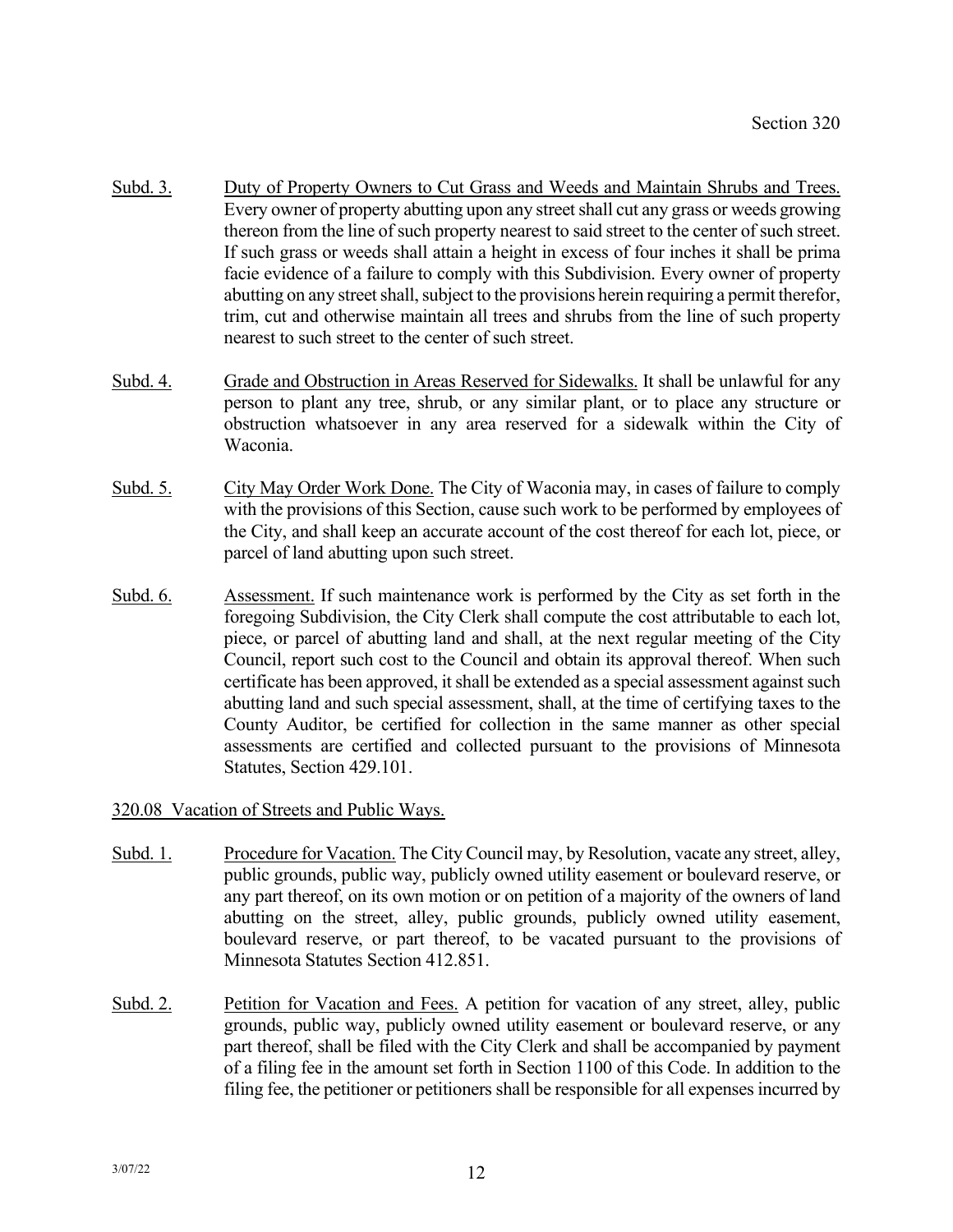Subd. 3. Duty of Property Owners to Cut Grass and Weeds and Maintain Shrubs and Trees. Every owner of property abutting upon any street shall cut any grass or weeds growing thereon from the line of such property nearest to said street to the center of such street. If such grass or weeds shall attain a height in excess of four inches it shall be prima facie evidence of a failure to comply with this Subdivision. Every owner of property abutting on any street shall, subject to the provisions herein requiring a permit therefor, trim, cut and otherwise maintain all trees and shrubs from the line of such property nearest to such street to the center of such street.

Subd. 4. Grade and Obstruction in Areas Reserved for Sidewalks. It shall be unlawful for any person to plant any tree, shrub, or any similar plant, or to place any structure or obstruction whatsoever in any area reserved for a sidewalk within the City of Waconia.

Subd. 5. City May Order Work Done. The City of Waconia may, in cases of failure to comply with the provisions of this Section, cause such work to be performed by employees of the City, and shall keep an accurate account of the cost thereof for each lot, piece, or parcel of land abutting upon such street.

Subd. 6. Assessment. If such maintenance work is performed by the City as set forth in the foregoing Subdivision, the City Clerk shall compute the cost attributable to each lot, piece, or parcel of abutting land and shall, at the next regular meeting of the City Council, report such cost to the Council and obtain its approval thereof. When such certificate has been approved, it shall be extended as a special assessment against such abutting land and such special assessment, shall, at the time of certifying taxes to the County Auditor, be certified for collection in the same manner as other special assessments are certified and collected pursuant to the provisions of Minnesota Statutes, Section 429.101.

## 320.08 Vacation of Streets and Public Ways.

Subd. 1. Procedure for Vacation. The City Council may, by Resolution, vacate any street, alley, public grounds, public way, publicly owned utility easement or boulevard reserve, or any part thereof, on its own motion or on petition of a majority of the owners of land abutting on the street, alley, public grounds, publicly owned utility easement, boulevard reserve, or part thereof, to be vacated pursuant to the provisions of Minnesota Statutes Section 412.851.

Subd. 2. Petition for Vacation and Fees. A petition for vacation of any street, alley, public grounds, public way, publicly owned utility easement or boulevard reserve, or any part thereof, shall be filed with the City Clerk and shall be accompanied by payment of a filing fee in the amount set forth in Section 1100 of this Code. In addition to the filing fee, the petitioner or petitioners shall be responsible for all expenses incurred by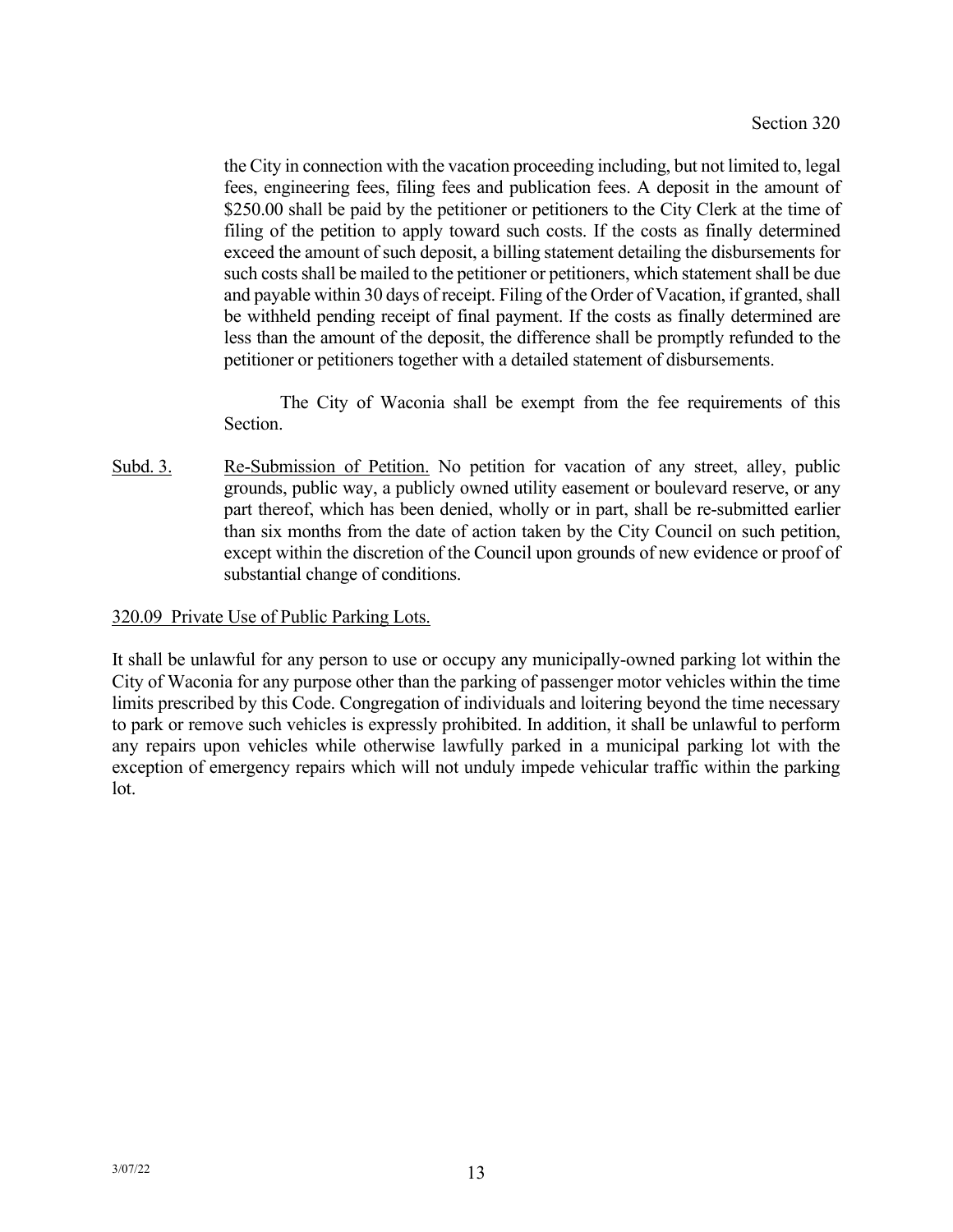the City in connection with the vacation proceeding including, but not limited to, legal fees, engineering fees, filing fees and publication fees. A deposit in the amount of $250.00 shall be paid by the petitioner or petitioners to the City Clerk at the time of filing of the petition to apply toward such costs. If the costs as finally determined exceed the amount of such deposit, a billing statement detailing the disbursements for such costs shall be mailed to the petitioner or petitioners, which statement shall be due and payable within 30 days of receipt. Filing of the Order of Vacation, if granted, shall be withheld pending receipt of final payment. If the costs as finally determined are less than the amount of the deposit, the difference shall be promptly refunded to the petitioner or petitioners together with a detailed statement of disbursements.

The City of Waconia shall be exempt from the fee requirements of this Section.

Subd. 3. Re-Submission of Petition. No petition for vacation of any street, alley, public grounds, public way, a publicly owned utility easement or boulevard reserve, or any part thereof, which has been denied, wholly or in part, shall be re-submitted earlier than six months from the date of action taken by the City Council on such petition, except within the discretion of the Council upon grounds of new evidence or proof of substantial change of conditions.

320.09 Private Use of Public Parking Lots.

It shall be unlawful for any person to use or occupy any municipally-owned parking lot within the City of Waconia for any purpose other than the parking of passenger motor vehicles within the time limits prescribed by this Code. Congregation of individuals and loitering beyond the time necessary to park or remove such vehicles is expressly prohibited. In addition, it shall be unlawful to perform any repairs upon vehicles while otherwise lawfully parked in a municipal parking lot with the exception of emergency repairs which will not unduly impede vehicular traffic within the parking lot.